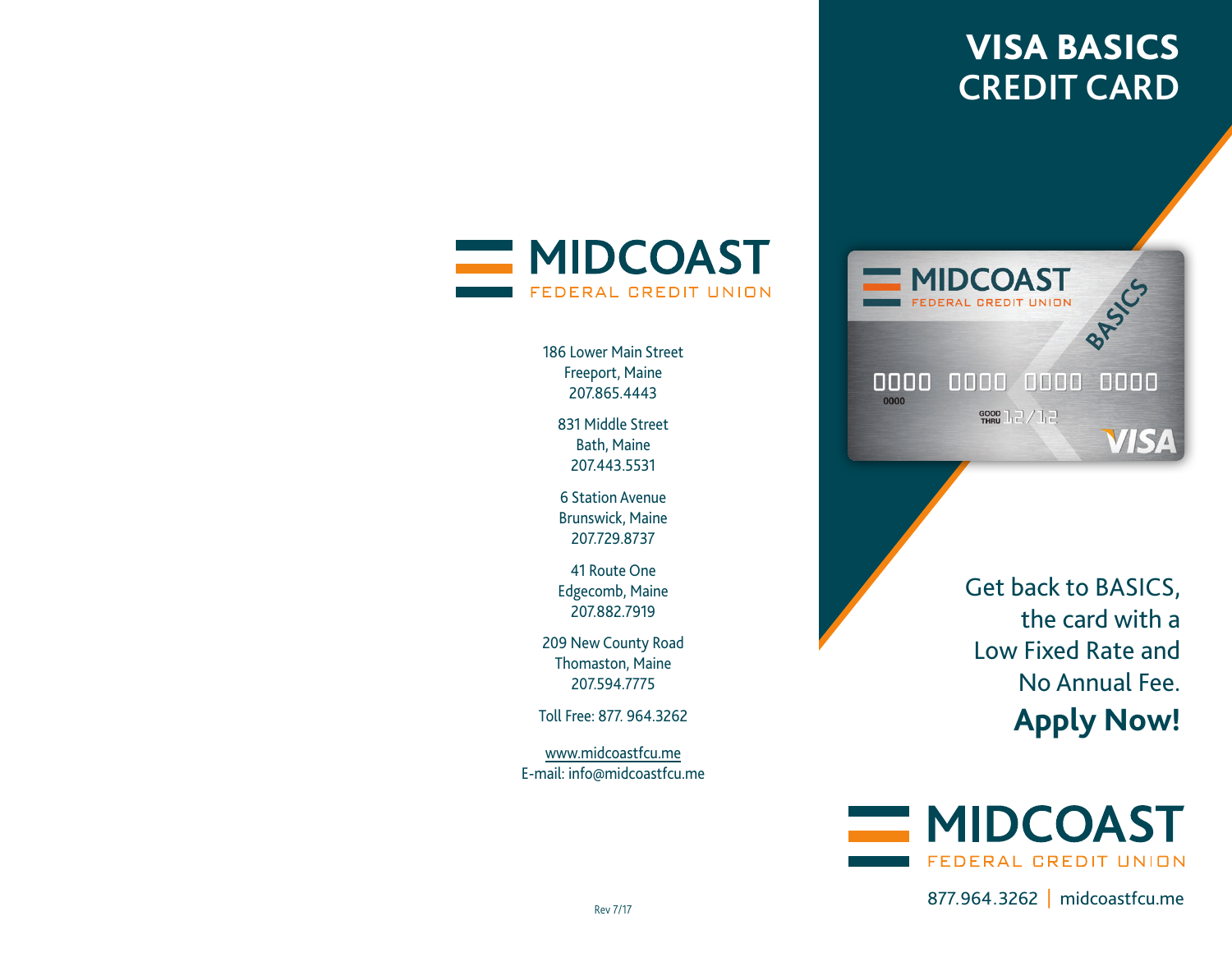# VISA BASICS CREDIT CARD

Get back to BASICS, the card with a Low Fixed Rate and No Annual Fee.

**Apply Now!**

MIDCOAST
FEDERAL CREDIT UNION

877.964.3262 | midcoastfcu.me

---

MIDCOAST
FEDERAL CREDIT UNION

186 Lower Main Street
Freeport, Maine
207.865.4443

831 Middle Street
Bath, Maine
207.443.5531

6 Station Avenue
Brunswick, Maine
207.729.8737

41 Route One
Edgecomb, Maine
207.882.7919

209 New County Road
Thomaston, Maine
207.594.7775

Toll Free: 877. 964.3262

www.midcoastfcu.me
E-mail: info@midcoastfcu.me

Rev 7/17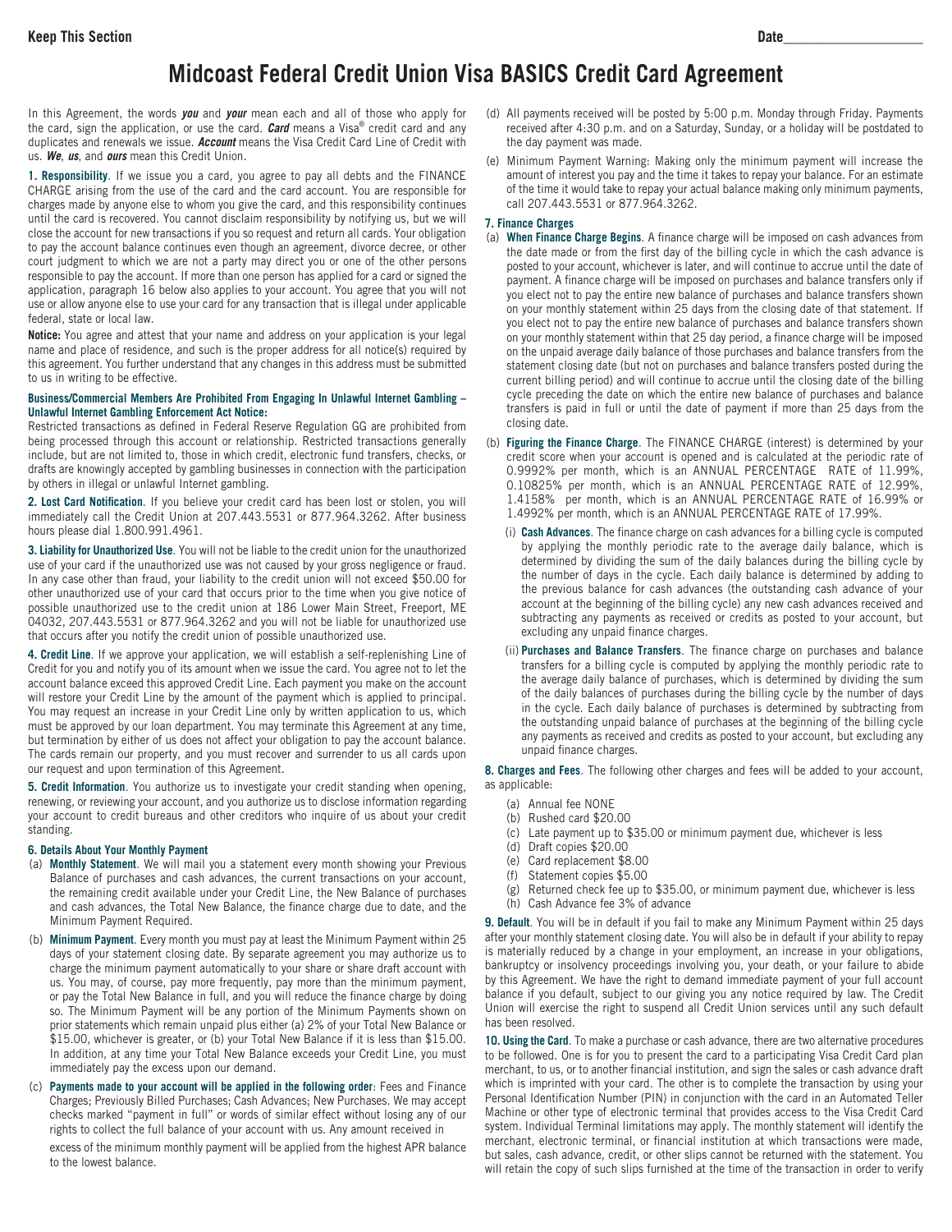Keep This Section Date____________________

# Midcoast Federal Credit Union Visa BASICS Credit Card Agreement

In this Agreement, the words ***you*** and ***your*** mean each and all of those who apply for the card, sign the application, or use the card. ***Card*** means a Visa® credit card and any duplicates and renewals we issue. ***Account*** means the Visa Credit Card Line of Credit with us. ***We***, ***us***, and ***ours*** mean this Credit Union.

**1. Responsibility**. If we issue you a card, you agree to pay all debts and the FINANCE CHARGE arising from the use of the card and the card account. You are responsible for charges made by anyone else to whom you give the card, and this responsibility continues until the card is recovered. You cannot disclaim responsibility by notifying us, but we will close the account for new transactions if you so request and return all cards. Your obligation to pay the account balance continues even though an agreement, divorce decree, or other court judgment to which we are not a party may direct you or one of the other persons responsible to pay the account. If more than one person has applied for a card or signed the application, paragraph 16 below also applies to your account. You agree that you will not use or allow anyone else to use your card for any transaction that is illegal under applicable federal, state or local law.

**Notice:** You agree and attest that your name and address on your application is your legal name and place of residence, and such is the proper address for all notice(s) required by this agreement. You further understand that any changes in this address must be submitted to us in writing to be effective.

**Business/Commercial Members Are Prohibited From Engaging In Unlawful Internet Gambling – Unlawful Internet Gambling Enforcement Act Notice:**

Restricted transactions as defined in Federal Reserve Regulation GG are prohibited from being processed through this account or relationship. Restricted transactions generally include, but are not limited to, those in which credit, electronic fund transfers, checks, or drafts are knowingly accepted by gambling businesses in connection with the participation by others in illegal or unlawful Internet gambling.

**2. Lost Card Notification**. If you believe your credit card has been lost or stolen, you will immediately call the Credit Union at 207.443.5531 or 877.964.3262. After business hours please dial 1.800.991.4961.

**3. Liability for Unauthorized Use**. You will not be liable to the credit union for the unauthorized use of your card if the unauthorized use was not caused by your gross negligence or fraud. In any case other than fraud, your liability to the credit union will not exceed $50.00 for other unauthorized use of your card that occurs prior to the time when you give notice of possible unauthorized use to the credit union at 186 Lower Main Street, Freeport, ME 04032, 207.443.5531 or 877.964.3262 and you will not be liable for unauthorized use that occurs after you notify the credit union of possible unauthorized use.

**4. Credit Line**. If we approve your application, we will establish a self-replenishing Line of Credit for you and notify you of its amount when we issue the card. You agree not to let the account balance exceed this approved Credit Line. Each payment you make on the account will restore your Credit Line by the amount of the payment which is applied to principal. You may request an increase in your Credit Line only by written application to us, which must be approved by our loan department. You may terminate this Agreement at any time, but termination by either of us does not affect your obligation to pay the account balance. The cards remain our property, and you must recover and surrender to us all cards upon our request and upon termination of this Agreement.

**5. Credit Information**. You authorize us to investigate your credit standing when opening, renewing, or reviewing your account, and you authorize us to disclose information regarding your account to credit bureaus and other creditors who inquire of us about your credit standing.

**6. Details About Your Monthly Payment**

(a) **Monthly Statement**. We will mail you a statement every month showing your Previous Balance of purchases and cash advances, the current transactions on your account, the remaining credit available under your Credit Line, the New Balance of purchases and cash advances, the Total New Balance, the finance charge due to date, and the Minimum Payment Required.

(b) **Minimum Payment**. Every month you must pay at least the Minimum Payment within 25 days of your statement closing date. By separate agreement you may authorize us to charge the minimum payment automatically to your share or share draft account with us. You may, of course, pay more frequently, pay more than the minimum payment, or pay the Total New Balance in full, and you will reduce the finance charge by doing so. The Minimum Payment will be any portion of the Minimum Payments shown on prior statements which remain unpaid plus either (a) 2% of your Total New Balance or $15.00, whichever is greater, or (b) your Total New Balance if it is less than $15.00. In addition, at any time your Total New Balance exceeds your Credit Line, you must immediately pay the excess upon our demand.

(c) **Payments made to your account will be applied in the following order**: Fees and Finance Charges; Previously Billed Purchases; Cash Advances; New Purchases. We may accept checks marked "payment in full" or words of similar effect without losing any of our rights to collect the full balance of your account with us. Any amount received in excess of the minimum monthly payment will be applied from the highest APR balance to the lowest balance.

(d) All payments received will be posted by 5:00 p.m. Monday through Friday. Payments received after 4:30 p.m. and on a Saturday, Sunday, or a holiday will be postdated to the day payment was made.

(e) Minimum Payment Warning: Making only the minimum payment will increase the amount of interest you pay and the time it takes to repay your balance. For an estimate of the time it would take to repay your actual balance making only minimum payments, call 207.443.5531 or 877.964.3262.

**7. Finance Charges**

(a) **When Finance Charge Begins**. A finance charge will be imposed on cash advances from the date made or from the first day of the billing cycle in which the cash advance is posted to your account, whichever is later, and will continue to accrue until the date of payment. A finance charge will be imposed on purchases and balance transfers only if you elect not to pay the entire new balance of purchases and balance transfers shown on your monthly statement within 25 days from the closing date of that statement. If you elect not to pay the entire new balance of purchases and balance transfers shown on your monthly statement within that 25 day period, a finance charge will be imposed on the unpaid average daily balance of those purchases and balance transfers from the statement closing date (but not on purchases and balance transfers posted during the current billing period) and will continue to accrue until the closing date of the billing cycle preceding the date on which the entire new balance of purchases and balance transfers is paid in full or until the date of payment if more than 25 days from the closing date.

(b) **Figuring the Finance Charge**. The FINANCE CHARGE (interest) is determined by your credit score when your account is opened and is calculated at the periodic rate of 0.9992% per month, which is an ANNUAL PERCENTAGE RATE of 11.99%, 0.10825% per month, which is an ANNUAL PERCENTAGE RATE of 12.99%, 1.4158% per month, which is an ANNUAL PERCENTAGE RATE of 16.99% or 1.4992% per month, which is an ANNUAL PERCENTAGE RATE of 17.99%.

(i) **Cash Advances**. The finance charge on cash advances for a billing cycle is computed by applying the monthly periodic rate to the average daily balance, which is determined by dividing the sum of the daily balances during the billing cycle by the number of days in the cycle. Each daily balance is determined by adding to the previous balance for cash advances (the outstanding cash advance of your account at the beginning of the billing cycle) any new cash advances received and subtracting any payments as received or credits as posted to your account, but excluding any unpaid finance charges.

(ii) **Purchases and Balance Transfers**. The finance charge on purchases and balance transfers for a billing cycle is computed by applying the monthly periodic rate to the average daily balance of purchases, which is determined by dividing the sum of the daily balances of purchases during the billing cycle by the number of days in the cycle. Each daily balance of purchases is determined by subtracting from the outstanding unpaid balance of purchases at the beginning of the billing cycle any payments as received and credits as posted to your account, but excluding any unpaid finance charges.

**8. Charges and Fees**. The following other charges and fees will be added to your account, as applicable:

(a) Annual fee NONE
(b) Rushed card $20.00
(c) Late payment up to $35.00 or minimum payment due, whichever is less
(d) Draft copies $20.00
(e) Card replacement $8.00
(f) Statement copies $5.00
(g) Returned check fee up to $35.00, or minimum payment due, whichever is less
(h) Cash Advance fee 3% of advance

**9. Default**. You will be in default if you fail to make any Minimum Payment within 25 days after your monthly statement closing date. You will also be in default if your ability to repay is materially reduced by a change in your employment, an increase in your obligations, bankruptcy or insolvency proceedings involving you, your death, or your failure to abide by this Agreement. We have the right to demand immediate payment of your full account balance if you default, subject to our giving you any notice required by law. The Credit Union will exercise the right to suspend all Credit Union services until any such default has been resolved.

**10. Using the Card**. To make a purchase or cash advance, there are two alternative procedures to be followed. One is for you to present the card to a participating Visa Credit Card plan merchant, to us, or to another financial institution, and sign the sales or cash advance draft which is imprinted with your card. The other is to complete the transaction by using your Personal Identification Number (PIN) in conjunction with the card in an Automated Teller Machine or other type of electronic terminal that provides access to the Visa Credit Card system. Individual Terminal limitations may apply. The monthly statement will identify the merchant, electronic terminal, or financial institution at which transactions were made, but sales, cash advance, credit, or other slips cannot be returned with the statement. You will retain the copy of such slips furnished at the time of the transaction in order to verify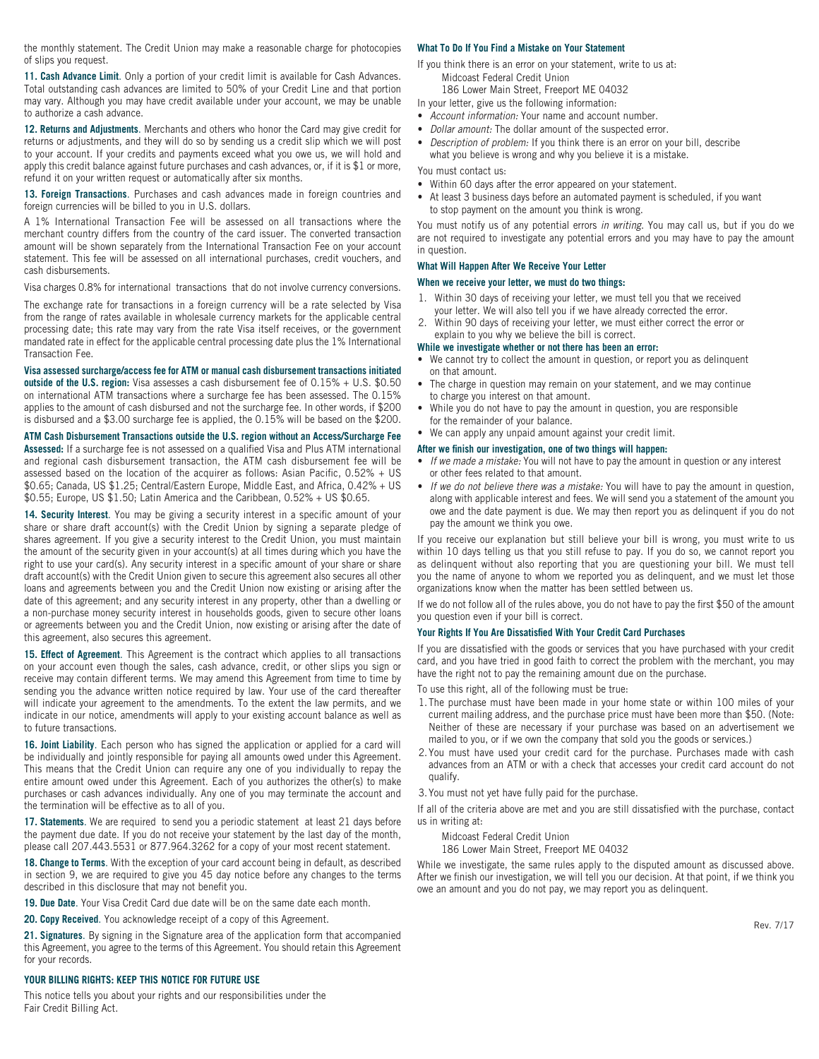the monthly statement. The Credit Union may make a reasonable charge for photocopies of slips you request.

**11. Cash Advance Limit**. Only a portion of your credit limit is available for Cash Advances. Total outstanding cash advances are limited to 50% of your Credit Line and that portion may vary. Although you may have credit available under your account, we may be unable to authorize a cash advance.

**12. Returns and Adjustments**. Merchants and others who honor the Card may give credit for returns or adjustments, and they will do so by sending us a credit slip which we will post to your account. If your credits and payments exceed what you owe us, we will hold and apply this credit balance against future purchases and cash advances, or, if it is $1 or more, refund it on your written request or automatically after six months.

**13. Foreign Transactions**. Purchases and cash advances made in foreign countries and foreign currencies will be billed to you in U.S. dollars.

A 1% International Transaction Fee will be assessed on all transactions where the merchant country differs from the country of the card issuer. The converted transaction amount will be shown separately from the International Transaction Fee on your account statement. This fee will be assessed on all international purchases, credit vouchers, and cash disbursements.

Visa charges 0.8% for international transactions that do not involve currency conversions.

The exchange rate for transactions in a foreign currency will be a rate selected by Visa from the range of rates available in wholesale currency markets for the applicable central processing date; this rate may vary from the rate Visa itself receives, or the government mandated rate in effect for the applicable central processing date plus the 1% International Transaction Fee.

**Visa assessed surcharge/access fee for ATM or manual cash disbursement transactions initiated outside of the U.S. region:** Visa assesses a cash disbursement fee of 0.15% + U.S. $0.50 on international ATM transactions where a surcharge fee has been assessed. The 0.15% applies to the amount of cash disbursed and not the surcharge fee. In other words, if $200 is disbursed and a $3.00 surcharge fee is applied, the 0.15% will be based on the $200.

**ATM Cash Disbursement Transactions outside the U.S. region without an Access/Surcharge Fee Assessed:** If a surcharge fee is not assessed on a qualified Visa and Plus ATM international and regional cash disbursement transaction, the ATM cash disbursement fee will be assessed based on the location of the acquirer as follows: Asian Pacific, 0.52% + US $0.65; Canada, US $1.25; Central/Eastern Europe, Middle East, and Africa, 0.42% + US $0.55; Europe, US $1.50; Latin America and the Caribbean, 0.52% + US $0.65.

**14. Security Interest**. You may be giving a security interest in a specific amount of your share or share draft account(s) with the Credit Union by signing a separate pledge of shares agreement. If you give a security interest to the Credit Union, you must maintain the amount of the security given in your account(s) at all times during which you have the right to use your card(s). Any security interest in a specific amount of your share or share draft account(s) with the Credit Union given to secure this agreement also secures all other loans and agreements between you and the Credit Union now existing or arising after the date of this agreement; and any security interest in any property, other than a dwelling or a non-purchase money security interest in households goods, given to secure other loans or agreements between you and the Credit Union, now existing or arising after the date of this agreement, also secures this agreement.

**15. Effect of Agreement**. This Agreement is the contract which applies to all transactions on your account even though the sales, cash advance, credit, or other slips you sign or receive may contain different terms. We may amend this Agreement from time to time by sending you the advance written notice required by law. Your use of the card thereafter will indicate your agreement to the amendments. To the extent the law permits, and we indicate in our notice, amendments will apply to your existing account balance as well as to future transactions.

**16. Joint Liability**. Each person who has signed the application or applied for a card will be individually and jointly responsible for paying all amounts owed under this Agreement. This means that the Credit Union can require any one of you individually to repay the entire amount owed under this Agreement. Each of you authorizes the other(s) to make purchases or cash advances individually. Any one of you may terminate the account and the termination will be effective as to all of you.

**17. Statements**. We are required to send you a periodic statement at least 21 days before the payment due date. If you do not receive your statement by the last day of the month, please call 207.443.5531 or 877.964.3262 for a copy of your most recent statement.

**18. Change to Terms**. With the exception of your card account being in default, as described in section 9, we are required to give you 45 day notice before any changes to the terms described in this disclosure that may not benefit you.

**19. Due Date**. Your Visa Credit Card due date will be on the same date each month.

**20. Copy Received**. You acknowledge receipt of a copy of this Agreement.

**21. Signatures**. By signing in the Signature area of the application form that accompanied this Agreement, you agree to the terms of this Agreement. You should retain this Agreement for your records.

## YOUR BILLING RIGHTS: KEEP THIS NOTICE FOR FUTURE USE

This notice tells you about your rights and our responsibilities under the Fair Credit Billing Act.

### What To Do If You Find a Mistake on Your Statement

If you think there is an error on your statement, write to us at:

Midcoast Federal Credit Union
186 Lower Main Street, Freeport ME 04032

In your letter, give us the following information:

- *Account information:* Your name and account number.
- *Dollar amount:* The dollar amount of the suspected error.
- *Description of problem:* If you think there is an error on your bill, describe what you believe is wrong and why you believe it is a mistake.

You must contact us:

- Within 60 days after the error appeared on your statement.
- At least 3 business days before an automated payment is scheduled, if you want to stop payment on the amount you think is wrong.

You must notify us of any potential errors *in writing*. You may call us, but if you do we are not required to investigate any potential errors and you may have to pay the amount in question.

### What Will Happen After We Receive Your Letter

**When we receive your letter, we must do two things:**

1. Within 30 days of receiving your letter, we must tell you that we received your letter. We will also tell you if we have already corrected the error.
2. Within 90 days of receiving your letter, we must either correct the error or explain to you why we believe the bill is correct.

**While we investigate whether or not there has been an error:**

- We cannot try to collect the amount in question, or report you as delinquent on that amount.
- The charge in question may remain on your statement, and we may continue to charge you interest on that amount.
- While you do not have to pay the amount in question, you are responsible for the remainder of your balance.
- We can apply any unpaid amount against your credit limit.

**After we finish our investigation, one of two things will happen:**

- *If we made a mistake:* You will not have to pay the amount in question or any interest or other fees related to that amount.
- *If we do not believe there was a mistake:* You will have to pay the amount in question, along with applicable interest and fees. We will send you a statement of the amount you owe and the date payment is due. We may then report you as delinquent if you do not pay the amount we think you owe.

If you receive our explanation but still believe your bill is wrong, you must write to us within 10 days telling us that you still refuse to pay. If you do so, we cannot report you as delinquent without also reporting that you are questioning your bill. We must tell you the name of anyone to whom we reported you as delinquent, and we must let those organizations know when the matter has been settled between us.

If we do not follow all of the rules above, you do not have to pay the first $50 of the amount you question even if your bill is correct.

### Your Rights If You Are Dissatisfied With Your Credit Card Purchases

If you are dissatisfied with the goods or services that you have purchased with your credit card, and you have tried in good faith to correct the problem with the merchant, you may have the right not to pay the remaining amount due on the purchase.

To use this right, all of the following must be true:

1. The purchase must have been made in your home state or within 100 miles of your current mailing address, and the purchase price must have been more than $50. (Note: Neither of these are necessary if your purchase was based on an advertisement we mailed to you, or if we own the company that sold you the goods or services.)
2. You must have used your credit card for the purchase. Purchases made with cash advances from an ATM or with a check that accesses your credit card account do not qualify.
3. You must not yet have fully paid for the purchase.

If all of the criteria above are met and you are still dissatisfied with the purchase, contact us in writing at:

Midcoast Federal Credit Union
186 Lower Main Street, Freeport ME 04032

While we investigate, the same rules apply to the disputed amount as discussed above. After we finish our investigation, we will tell you our decision. At that point, if we think you owe an amount and you do not pay, we may report you as delinquent.

Rev. 7/17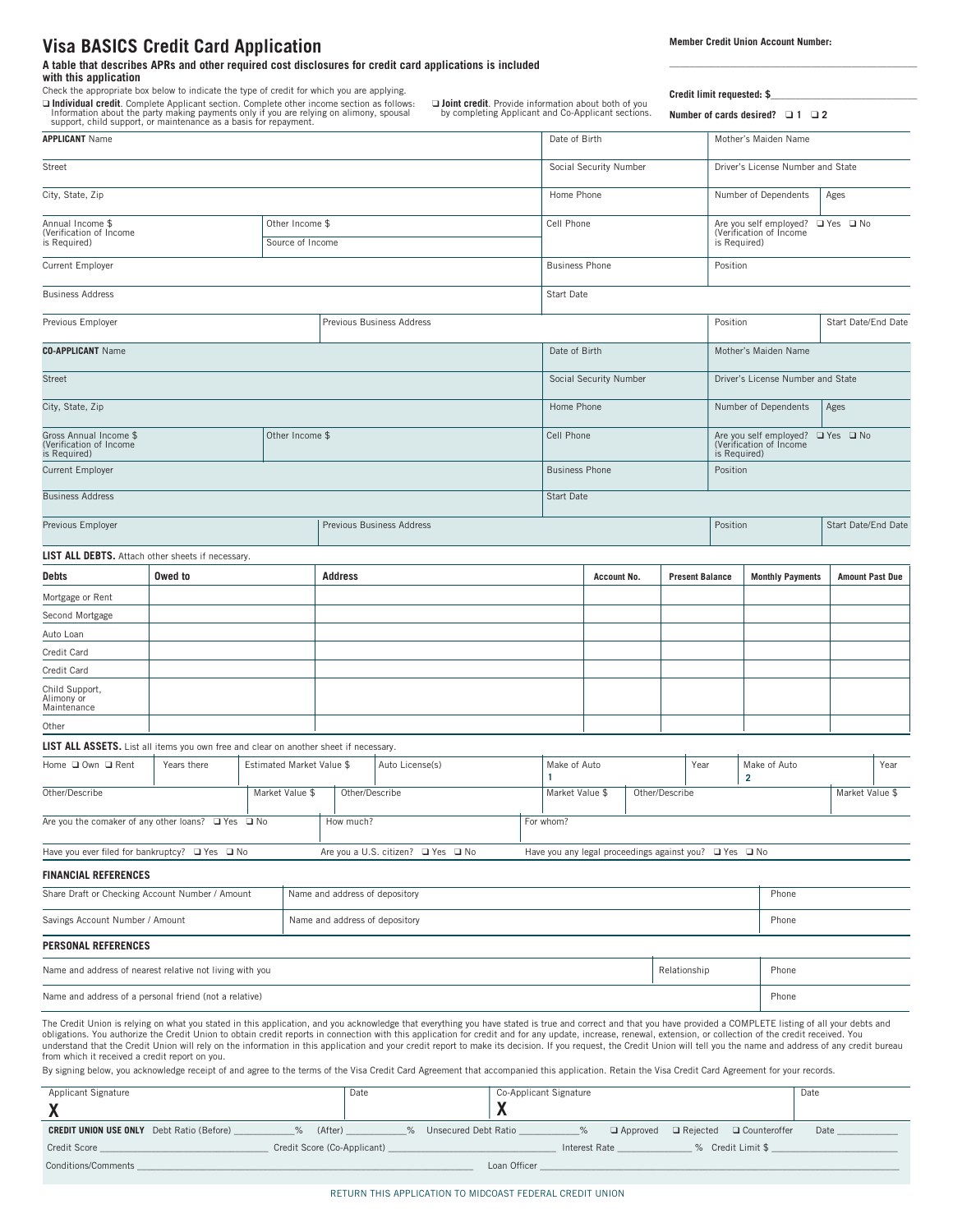# Visa BASICS Credit Card Application

**Member Credit Union Account Number:** ______________________________

**A table that describes APRs and other required cost disclosures for credit card applications is included with this application**

Check the appropriate box below to indicate the type of credit for which you are applying.

❑ **Individual credit**. Complete Applicant section. Complete other income section as follows: Information about the party making payments only if you are relying on alimony, spousal support, child support, or maintenance as a basis for repayment.

❑ **Joint credit**. Provide information about both of you by completing Applicant and Co-Applicant sections.

**Credit limit requested: $**______________________________

**Number of cards desired?** ❑ 1 ❑ 2

| | | | | |
|---|---|---|---|---|
| **APPLICANT** Name | | Date of Birth | Mother's Maiden Name | |
| Street | | Social Security Number | Driver's License Number and State | |
| City, State, Zip | | Home Phone | Number of Dependents | Ages |
| Annual Income $ (Verification of Income is Required) | Other Income $ / Source of Income | Cell Phone | Are you self employed? ❑ Yes ❑ No (Verification of Income is Required) | |
| Current Employer | | Business Phone | Position | |
| Business Address | | Start Date | | |
| Previous Employer | Previous Business Address | | Position | Start Date/End Date |

| | | | | |
|---|---|---|---|---|
| **CO-APPLICANT** Name | | Date of Birth | Mother's Maiden Name | |
| Street | | Social Security Number | Driver's License Number and State | |
| City, State, Zip | | Home Phone | Number of Dependents | Ages |
| Gross Annual Income $ (Verification of Income is Required) | Other Income $ | Cell Phone | Are you self employed? ❑ Yes ❑ No (Verification of Income is Required) | |
| Current Employer | | Business Phone | Position | |
| Business Address | | Start Date | | |
| Previous Employer | Previous Business Address | | Position | Start Date/End Date |

**LIST ALL DEBTS.** Attach other sheets if necessary.

| Debts | Owed to | Address | Account No. | Present Balance | Monthly Payments | Amount Past Due |
|---|---|---|---|---|---|---|
| Mortgage or Rent | | | | | | |
| Second Mortgage | | | | | | |
| Auto Loan | | | | | | |
| Credit Card | | | | | | |
| Credit Card | | | | | | |
| Child Support, Alimony or Maintenance | | | | | | |
| Other | | | | | | |

**LIST ALL ASSETS.** List all items you own free and clear on another sheet if necessary.

| | | | | | | | |
|---|---|---|---|---|---|---|---|
| Home ❑ Own ❑ Rent | Years there | Estimated Market Value $ | Auto License(s) | Make of Auto 1 | Year | Make of Auto 2 | Year |
| Other/Describe | Market Value $ | Other/Describe | | Market Value $ | Other/Describe | | Market Value $ |

| | | |
|---|---|---|
| Are you the comaker of any other loans? ❑ Yes ❑ No | How much? | For whom? |
| Have you ever filed for bankruptcy? ❑ Yes ❑ No | Are you a U.S. citizen? ❑ Yes ❑ No | Have you any legal proceedings against you? ❑ Yes ❑ No |

**FINANCIAL REFERENCES**

| | | |
|---|---|---|
| Share Draft or Checking Account Number / Amount | Name and address of depository | Phone |
| Savings Account Number / Amount | Name and address of depository | Phone |

**PERSONAL REFERENCES**

| | | |
|---|---|---|
| Name and address of nearest relative not living with you | Relationship | Phone |
| Name and address of a personal friend (not a relative) | | Phone |

The Credit Union is relying on what you stated in this application, and you acknowledge that everything you have stated is true and correct and that you have provided a COMPLETE listing of all your debts and obligations. You authorize the Credit Union to obtain credit reports in connection with this application for credit and for any update, increase, renewal, extension, or collection of the credit received. You understand that the Credit Union will rely on the information in this application and your credit report to make its decision. If you request, the Credit Union will tell you the name and address of any credit bureau from which it received a credit report on you.

By signing below, you acknowledge receipt of and agree to the terms of the Visa Credit Card Agreement that accompanied this application. Retain the Visa Credit Card Agreement for your records.

| Applicant Signature | Date | Co-Applicant Signature | Date |
|---|---|---|---|
| X | | X | |

**CREDIT UNION USE ONLY** Debt Ratio (Before) ________% (After) ________% Unsecured Debt Ratio ________% ❑ Approved ❑ Rejected ❑ Counteroffer Date ________

Credit Score ________________ Credit Score (Co-Applicant) ________________ Interest Rate ________% Credit Limit $ ________________

Conditions/Comments ______________________________ Loan Officer ______________________________

RETURN THIS APPLICATION TO MIDCOAST FEDERAL CREDIT UNION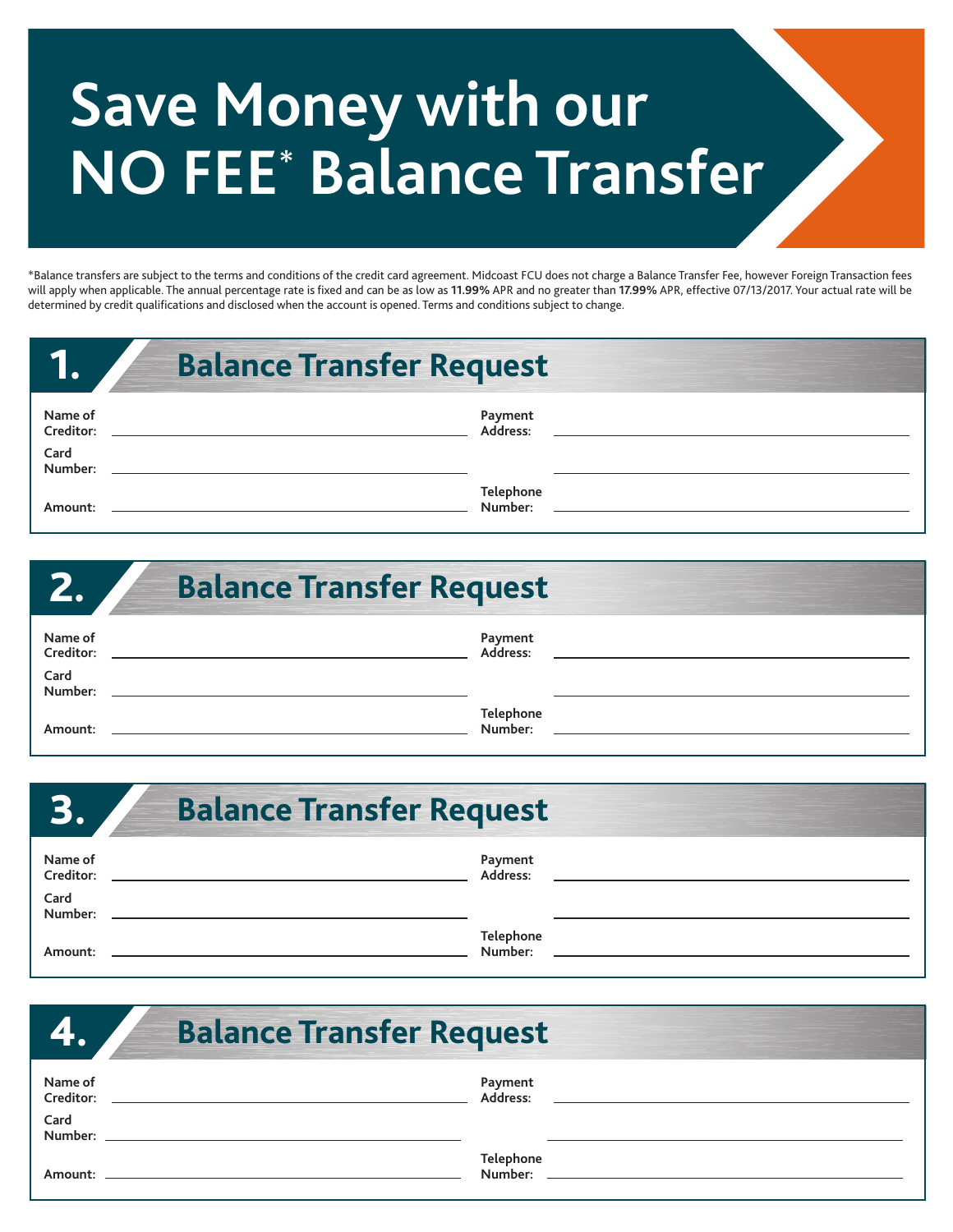# Save Money with our NO FEE* Balance Transfer

*Balance transfers are subject to the terms and conditions of the credit card agreement. Midcoast FCU does not charge a Balance Transfer Fee, however Foreign Transaction fees will apply when applicable. The annual percentage rate is fixed and can be as low as **11.99%** APR and no greater than **17.99%** APR, effective 07/13/2017. Your actual rate will be determined by credit qualifications and disclosed when the account is opened. Terms and conditions subject to change.

## 1. Balance Transfer Request

**Name of Creditor:** ______________________

**Card Number:** ______________________

**Amount:** ______________________

**Payment Address:** ______________________

______________________

**Telephone Number:** ______________________

## 2. Balance Transfer Request

**Name of Creditor:** ______________________

**Card Number:** ______________________

**Amount:** ______________________

**Payment Address:** ______________________

______________________

**Telephone Number:** ______________________

## 3. Balance Transfer Request

**Name of Creditor:** ______________________

**Card Number:** ______________________

**Amount:** ______________________

**Payment Address:** ______________________

______________________

**Telephone Number:** ______________________

## 4. Balance Transfer Request

**Name of Creditor:** ______________________

**Card Number:** ______________________

**Amount:** ______________________

**Payment Address:** ______________________

______________________

**Telephone Number:** ______________________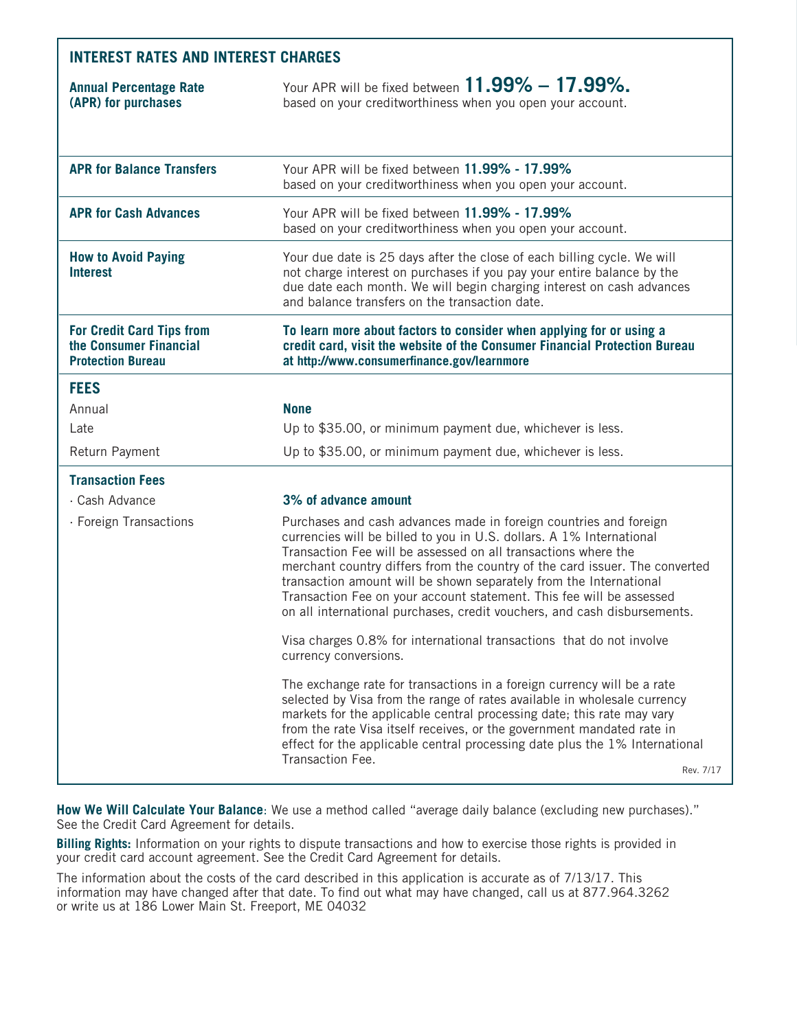| INTEREST RATES AND INTEREST CHARGES | |
|---|---|
| **Annual Percentage Rate (APR) for purchases** | Your APR will be fixed between **11.99% – 17.99%.** based on your creditworthiness when you open your account. |
| **APR for Balance Transfers** | Your APR will be fixed between **11.99% - 17.99%** based on your creditworthiness when you open your account. |
| **APR for Cash Advances** | Your APR will be fixed between **11.99% - 17.99%** based on your creditworthiness when you open your account. |
| **How to Avoid Paying Interest** | Your due date is 25 days after the close of each billing cycle. We will not charge interest on purchases if you pay your entire balance by the due date each month. We will begin charging interest on cash advances and balance transfers on the transaction date. |
| **For Credit Card Tips from the Consumer Financial Protection Bureau** | **To learn more about factors to consider when applying for or using a credit card, visit the website of the Consumer Financial Protection Bureau at http://www.consumerfinance.gov/learnmore** |
| **FEES** | |
| Annual | **None** |
| Late | Up to $35.00, or minimum payment due, whichever is less. |
| Return Payment | Up to $35.00, or minimum payment due, whichever is less. |
| **Transaction Fees** | |
| · Cash Advance | **3% of advance amount** |
| · Foreign Transactions | Purchases and cash advances made in foreign countries and foreign currencies will be billed to you in U.S. dollars. A 1% International Transaction Fee will be assessed on all transactions where the merchant country differs from the country of the card issuer. The converted transaction amount will be shown separately from the International Transaction Fee on your account statement. This fee will be assessed on all international purchases, credit vouchers, and cash disbursements.<br><br>Visa charges 0.8% for international transactions that do not involve currency conversions.<br><br>The exchange rate for transactions in a foreign currency will be a rate selected by Visa from the range of rates available in wholesale currency markets for the applicable central processing date; this rate may vary from the rate Visa itself receives, or the government mandated rate in effect for the applicable central processing date plus the 1% International Transaction Fee. |

Rev. 7/17

**How We Will Calculate Your Balance**: We use a method called "average daily balance (excluding new purchases)." See the Credit Card Agreement for details.

**Billing Rights:** Information on your rights to dispute transactions and how to exercise those rights is provided in your credit card account agreement. See the Credit Card Agreement for details.

The information about the costs of the card described in this application is accurate as of 7/13/17. This information may have changed after that date. To find out what may have changed, call us at 877.964.3262 or write us at 186 Lower Main St. Freeport, ME 04032